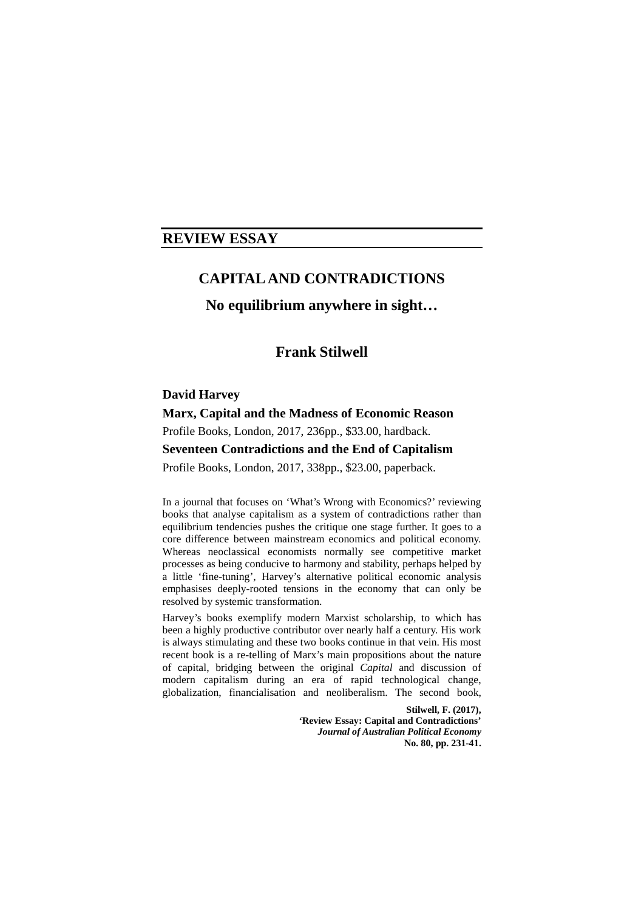## REVIEW ESSAY

# CAPITAL AND CONTRADICTIONS

## No equilibrium anywhere in sight…

### Frank Stilwell

**David Harvey**

**Marx, Capital and the Madness of Economic Reason**

Profile Books, London, 2017, 236pp., $33.00, hardback.

**Seventeen Contradictions and the End of Capitalism**

Profile Books, London, 2017, 338pp., $23.00, paperback.

In a journal that focuses on 'What's Wrong with Economics?' reviewing books that analyse capitalism as a system of contradictions rather than equilibrium tendencies pushes the critique one stage further. It goes to a core difference between mainstream economics and political economy. Whereas neoclassical economists normally see competitive market processes as being conducive to harmony and stability, perhaps helped by a little 'fine-tuning', Harvey's alternative political economic analysis emphasises deeply-rooted tensions in the economy that can only be resolved by systemic transformation.

Harvey's books exemplify modern Marxist scholarship, to which has been a highly productive contributor over nearly half a century. His work is always stimulating and these two books continue in that vein. His most recent book is a re-telling of Marx's main propositions about the nature of capital, bridging between the original *Capital* and discussion of modern capitalism during an era of rapid technological change, globalization, financialisation and neoliberalism. The second book,

**Stilwell, F. (2017), 'Review Essay: Capital and Contradictions' *Journal of Australian Political Economy* No. 80, pp. 231-41.**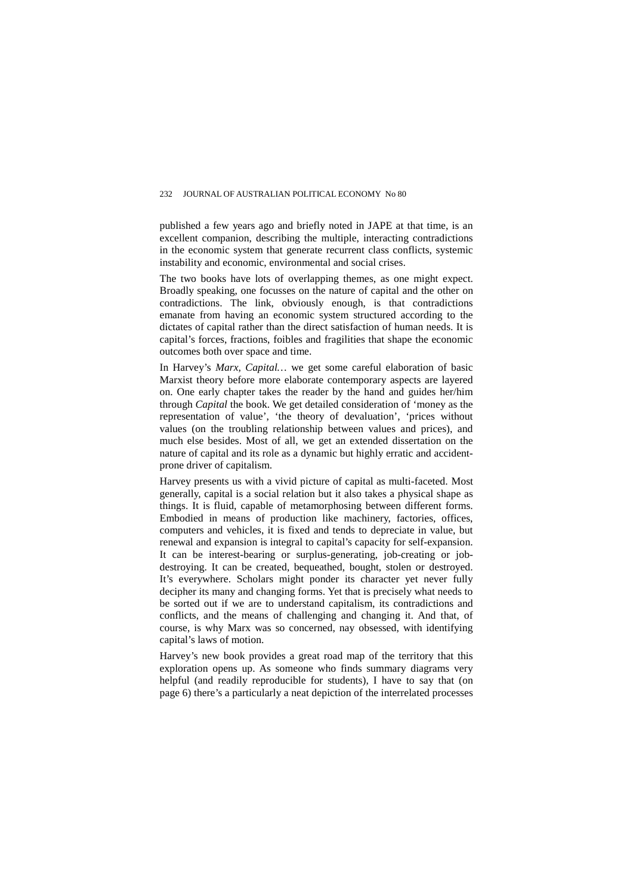published a few years ago and briefly noted in JAPE at that time, is an excellent companion, describing the multiple, interacting contradictions in the economic system that generate recurrent class conflicts, systemic instability and economic, environmental and social crises.

The two books have lots of overlapping themes, as one might expect. Broadly speaking, one focusses on the nature of capital and the other on contradictions. The link, obviously enough, is that contradictions emanate from having an economic system structured according to the dictates of capital rather than the direct satisfaction of human needs. It is capital's forces, fractions, foibles and fragilities that shape the economic outcomes both over space and time.

In Harvey's *Marx, Capital…* we get some careful elaboration of basic Marxist theory before more elaborate contemporary aspects are layered on. One early chapter takes the reader by the hand and guides her/him through *Capital* the book. We get detailed consideration of 'money as the representation of value', 'the theory of devaluation', 'prices without values (on the troubling relationship between values and prices), and much else besides. Most of all, we get an extended dissertation on the nature of capital and its role as a dynamic but highly erratic and accident-prone driver of capitalism.

Harvey presents us with a vivid picture of capital as multi-faceted. Most generally, capital is a social relation but it also takes a physical shape as things. It is fluid, capable of metamorphosing between different forms. Embodied in means of production like machinery, factories, offices, computers and vehicles, it is fixed and tends to depreciate in value, but renewal and expansion is integral to capital's capacity for self-expansion. It can be interest-bearing or surplus-generating, job-creating or job-destroying. It can be created, bequeathed, bought, stolen or destroyed. It's everywhere. Scholars might ponder its character yet never fully decipher its many and changing forms. Yet that is precisely what needs to be sorted out if we are to understand capitalism, its contradictions and conflicts, and the means of challenging and changing it. And that, of course, is why Marx was so concerned, nay obsessed, with identifying capital's laws of motion.

Harvey's new book provides a great road map of the territory that this exploration opens up. As someone who finds summary diagrams very helpful (and readily reproducible for students), I have to say that (on page 6) there's a particularly a neat depiction of the interrelated processes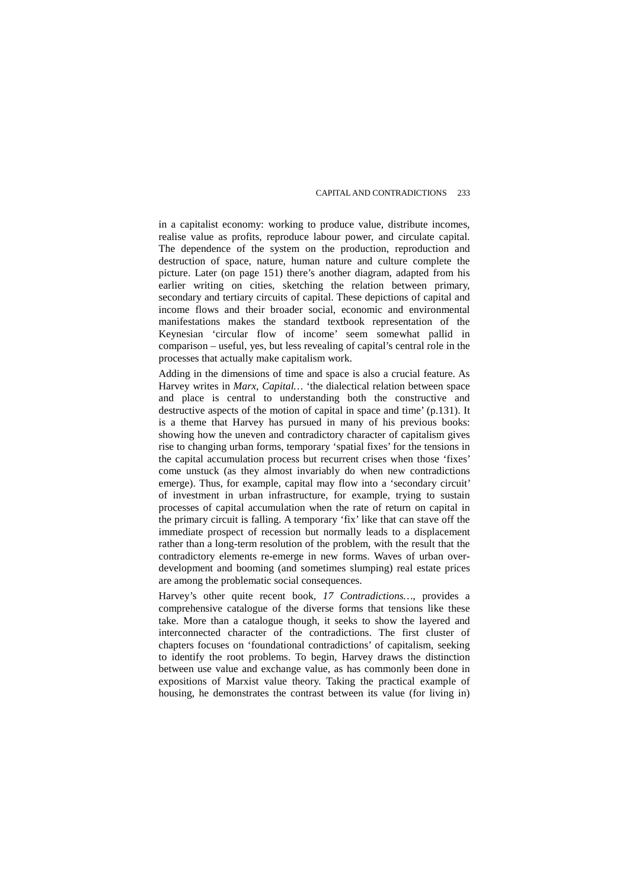in a capitalist economy: working to produce value, distribute incomes, realise value as profits, reproduce labour power, and circulate capital. The dependence of the system on the production, reproduction and destruction of space, nature, human nature and culture complete the picture. Later (on page 151) there's another diagram, adapted from his earlier writing on cities, sketching the relation between primary, secondary and tertiary circuits of capital. These depictions of capital and income flows and their broader social, economic and environmental manifestations makes the standard textbook representation of the Keynesian 'circular flow of income' seem somewhat pallid in comparison – useful, yes, but less revealing of capital's central role in the processes that actually make capitalism work.

Adding in the dimensions of time and space is also a crucial feature. As Harvey writes in *Marx, Capital…* 'the dialectical relation between space and place is central to understanding both the constructive and destructive aspects of the motion of capital in space and time' (p.131). It is a theme that Harvey has pursued in many of his previous books: showing how the uneven and contradictory character of capitalism gives rise to changing urban forms, temporary 'spatial fixes' for the tensions in the capital accumulation process but recurrent crises when those 'fixes' come unstuck (as they almost invariably do when new contradictions emerge). Thus, for example, capital may flow into a 'secondary circuit' of investment in urban infrastructure, for example, trying to sustain processes of capital accumulation when the rate of return on capital in the primary circuit is falling. A temporary 'fix' like that can stave off the immediate prospect of recession but normally leads to a displacement rather than a long-term resolution of the problem, with the result that the contradictory elements re-emerge in new forms. Waves of urban over-development and booming (and sometimes slumping) real estate prices are among the problematic social consequences.

Harvey's other quite recent book, *17 Contradictions…*, provides a comprehensive catalogue of the diverse forms that tensions like these take. More than a catalogue though, it seeks to show the layered and interconnected character of the contradictions. The first cluster of chapters focuses on 'foundational contradictions' of capitalism, seeking to identify the root problems. To begin, Harvey draws the distinction between use value and exchange value, as has commonly been done in expositions of Marxist value theory. Taking the practical example of housing, he demonstrates the contrast between its value (for living in)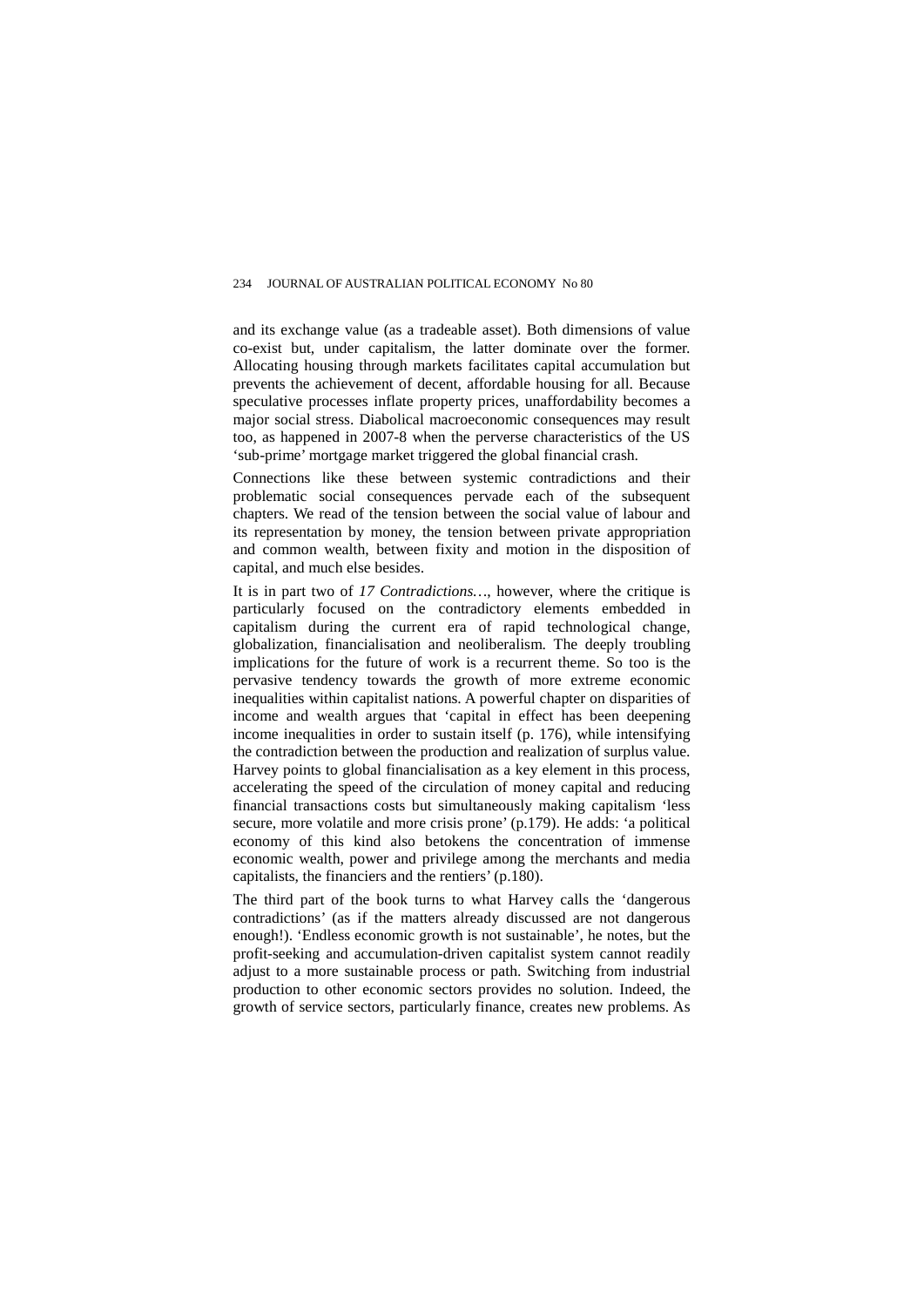and its exchange value (as a tradeable asset). Both dimensions of value co-exist but, under capitalism, the latter dominate over the former. Allocating housing through markets facilitates capital accumulation but prevents the achievement of decent, affordable housing for all. Because speculative processes inflate property prices, unaffordability becomes a major social stress. Diabolical macroeconomic consequences may result too, as happened in 2007-8 when the perverse characteristics of the US 'sub-prime' mortgage market triggered the global financial crash.

Connections like these between systemic contradictions and their problematic social consequences pervade each of the subsequent chapters. We read of the tension between the social value of labour and its representation by money, the tension between private appropriation and common wealth, between fixity and motion in the disposition of capital, and much else besides.

It is in part two of *17 Contradictions…*, however, where the critique is particularly focused on the contradictory elements embedded in capitalism during the current era of rapid technological change, globalization, financialisation and neoliberalism. The deeply troubling implications for the future of work is a recurrent theme. So too is the pervasive tendency towards the growth of more extreme economic inequalities within capitalist nations. A powerful chapter on disparities of income and wealth argues that 'capital in effect has been deepening income inequalities in order to sustain itself (p. 176), while intensifying the contradiction between the production and realization of surplus value. Harvey points to global financialisation as a key element in this process, accelerating the speed of the circulation of money capital and reducing financial transactions costs but simultaneously making capitalism 'less secure, more volatile and more crisis prone' (p.179). He adds: 'a political economy of this kind also betokens the concentration of immense economic wealth, power and privilege among the merchants and media capitalists, the financiers and the rentiers' (p.180).

The third part of the book turns to what Harvey calls the 'dangerous contradictions' (as if the matters already discussed are not dangerous enough!). 'Endless economic growth is not sustainable', he notes, but the profit-seeking and accumulation-driven capitalist system cannot readily adjust to a more sustainable process or path. Switching from industrial production to other economic sectors provides no solution. Indeed, the growth of service sectors, particularly finance, creates new problems. As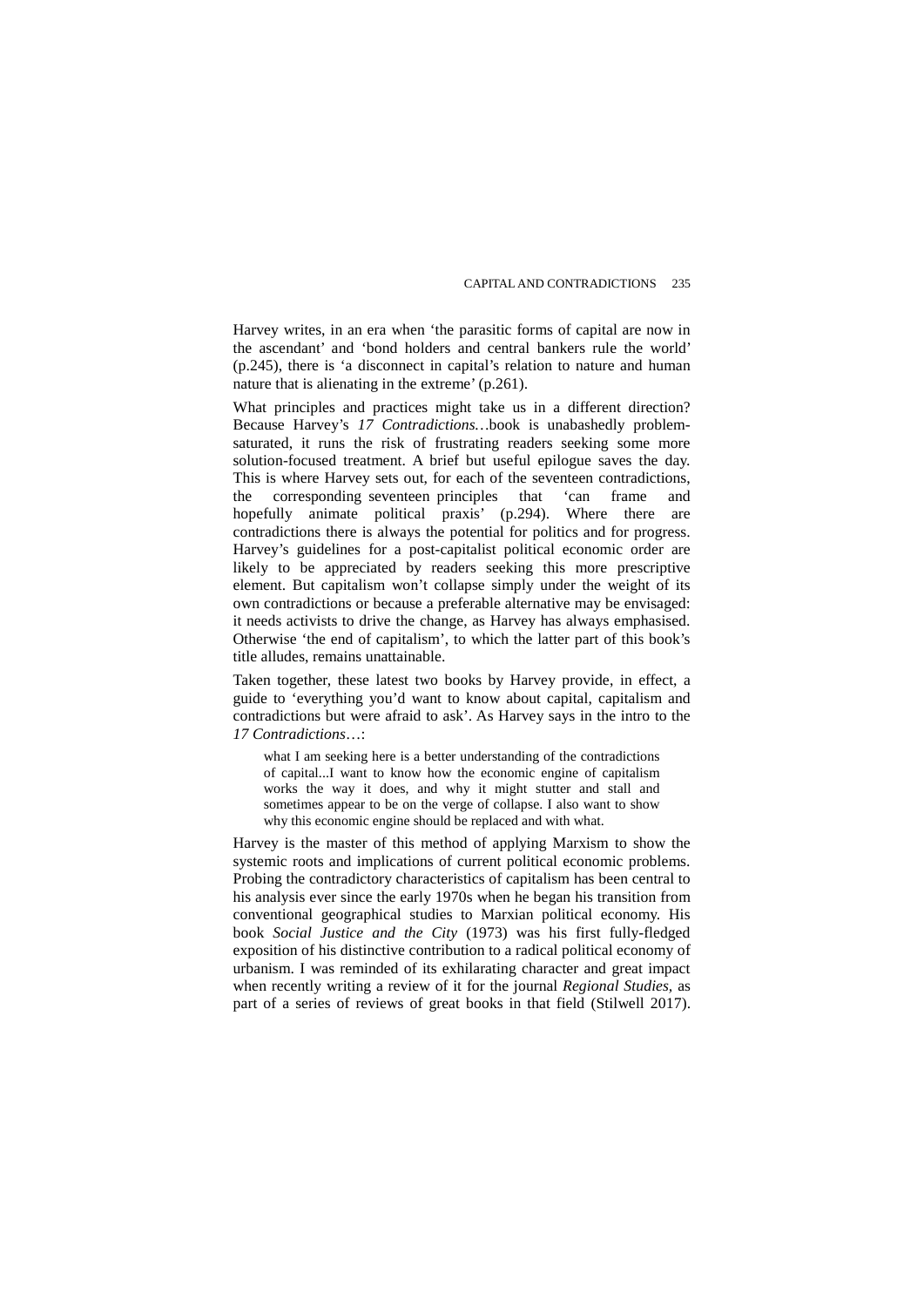Harvey writes, in an era when 'the parasitic forms of capital are now in the ascendant' and 'bond holders and central bankers rule the world' (p.245), there is 'a disconnect in capital's relation to nature and human nature that is alienating in the extreme' (p.261).

What principles and practices might take us in a different direction? Because Harvey's *17 Contradictions…*book is unabashedly problem-saturated, it runs the risk of frustrating readers seeking some more solution-focused treatment. A brief but useful epilogue saves the day. This is where Harvey sets out, for each of the seventeen contradictions, the corresponding seventeen principles that 'can frame and hopefully animate political praxis' (p.294). Where there are contradictions there is always the potential for politics and for progress. Harvey's guidelines for a post-capitalist political economic order are likely to be appreciated by readers seeking this more prescriptive element. But capitalism won't collapse simply under the weight of its own contradictions or because a preferable alternative may be envisaged: it needs activists to drive the change, as Harvey has always emphasised. Otherwise 'the end of capitalism', to which the latter part of this book's title alludes, remains unattainable.

Taken together, these latest two books by Harvey provide, in effect, a guide to 'everything you'd want to know about capital, capitalism and contradictions but were afraid to ask'. As Harvey says in the intro to the *17 Contradictions*…:

> what I am seeking here is a better understanding of the contradictions of capital...I want to know how the economic engine of capitalism works the way it does, and why it might stutter and stall and sometimes appear to be on the verge of collapse. I also want to show why this economic engine should be replaced and with what.

Harvey is the master of this method of applying Marxism to show the systemic roots and implications of current political economic problems. Probing the contradictory characteristics of capitalism has been central to his analysis ever since the early 1970s when he began his transition from conventional geographical studies to Marxian political economy. His book *Social Justice and the City* (1973) was his first fully-fledged exposition of his distinctive contribution to a radical political economy of urbanism. I was reminded of its exhilarating character and great impact when recently writing a review of it for the journal *Regional Studies*, as part of a series of reviews of great books in that field (Stilwell 2017).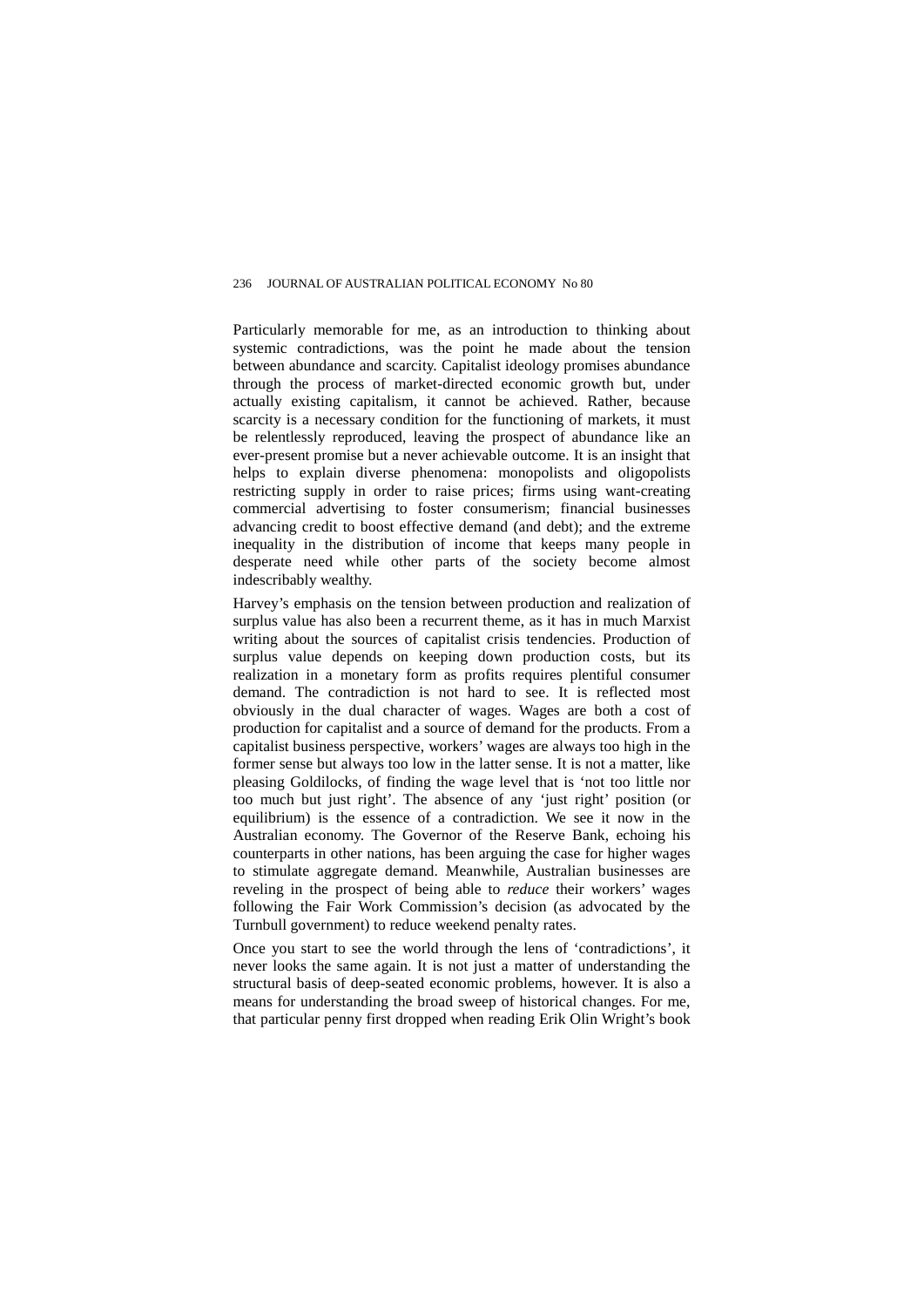Particularly memorable for me, as an introduction to thinking about systemic contradictions, was the point he made about the tension between abundance and scarcity. Capitalist ideology promises abundance through the process of market-directed economic growth but, under actually existing capitalism, it cannot be achieved. Rather, because scarcity is a necessary condition for the functioning of markets, it must be relentlessly reproduced, leaving the prospect of abundance like an ever-present promise but a never achievable outcome. It is an insight that helps to explain diverse phenomena: monopolists and oligopolists restricting supply in order to raise prices; firms using want-creating commercial advertising to foster consumerism; financial businesses advancing credit to boost effective demand (and debt); and the extreme inequality in the distribution of income that keeps many people in desperate need while other parts of the society become almost indescribably wealthy.

Harvey's emphasis on the tension between production and realization of surplus value has also been a recurrent theme, as it has in much Marxist writing about the sources of capitalist crisis tendencies. Production of surplus value depends on keeping down production costs, but its realization in a monetary form as profits requires plentiful consumer demand. The contradiction is not hard to see. It is reflected most obviously in the dual character of wages. Wages are both a cost of production for capitalist and a source of demand for the products. From a capitalist business perspective, workers' wages are always too high in the former sense but always too low in the latter sense. It is not a matter, like pleasing Goldilocks, of finding the wage level that is 'not too little nor too much but just right'. The absence of any 'just right' position (or equilibrium) is the essence of a contradiction. We see it now in the Australian economy. The Governor of the Reserve Bank, echoing his counterparts in other nations, has been arguing the case for higher wages to stimulate aggregate demand. Meanwhile, Australian businesses are reveling in the prospect of being able to *reduce* their workers' wages following the Fair Work Commission's decision (as advocated by the Turnbull government) to reduce weekend penalty rates.

Once you start to see the world through the lens of 'contradictions', it never looks the same again. It is not just a matter of understanding the structural basis of deep-seated economic problems, however. It is also a means for understanding the broad sweep of historical changes. For me, that particular penny first dropped when reading Erik Olin Wright's book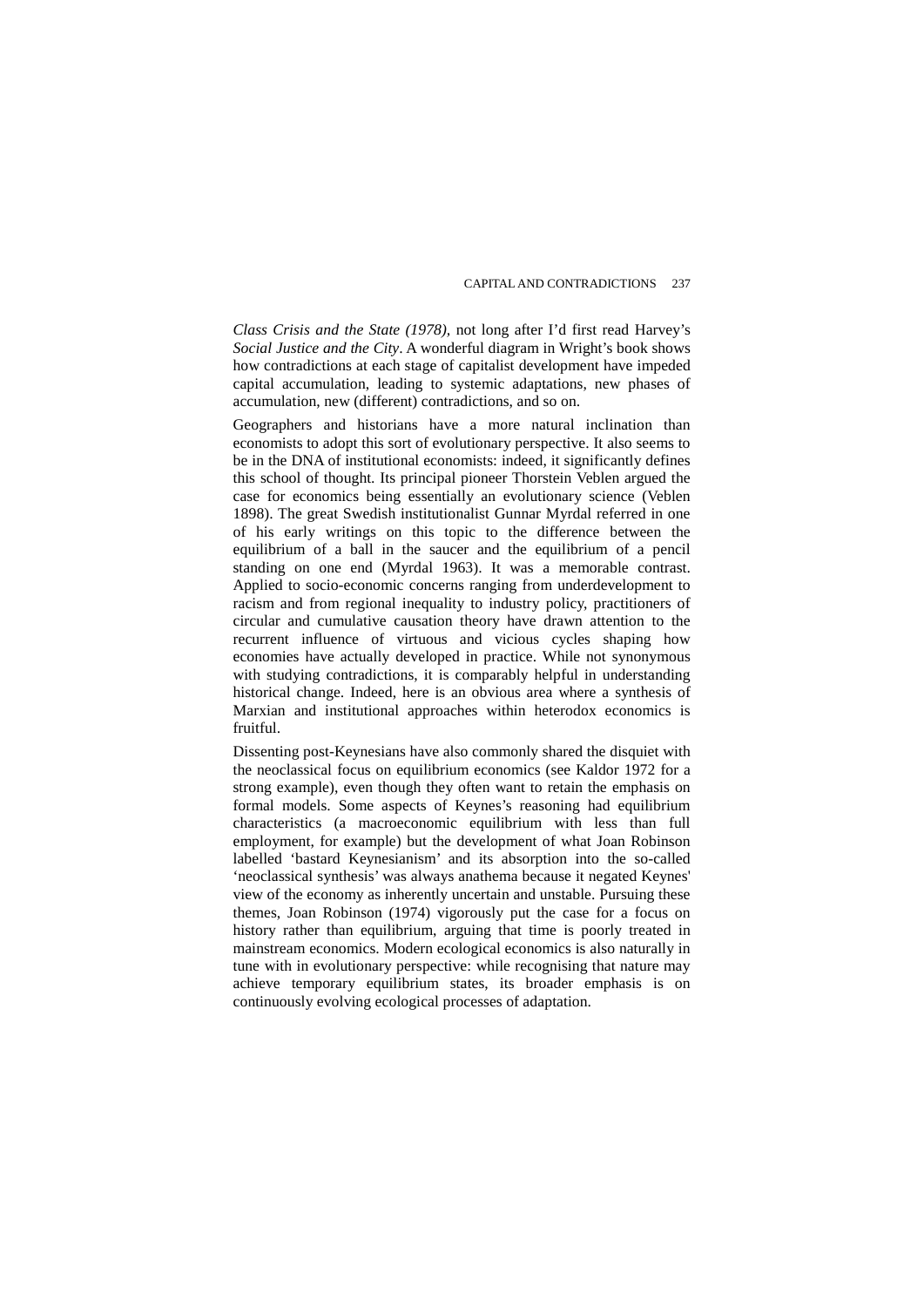*Class Crisis and the State (1978),* not long after I'd first read Harvey's *Social Justice and the City*. A wonderful diagram in Wright's book shows how contradictions at each stage of capitalist development have impeded capital accumulation, leading to systemic adaptations, new phases of accumulation, new (different) contradictions, and so on.

Geographers and historians have a more natural inclination than economists to adopt this sort of evolutionary perspective. It also seems to be in the DNA of institutional economists: indeed, it significantly defines this school of thought. Its principal pioneer Thorstein Veblen argued the case for economics being essentially an evolutionary science (Veblen 1898). The great Swedish institutionalist Gunnar Myrdal referred in one of his early writings on this topic to the difference between the equilibrium of a ball in the saucer and the equilibrium of a pencil standing on one end (Myrdal 1963). It was a memorable contrast. Applied to socio-economic concerns ranging from underdevelopment to racism and from regional inequality to industry policy, practitioners of circular and cumulative causation theory have drawn attention to the recurrent influence of virtuous and vicious cycles shaping how economies have actually developed in practice. While not synonymous with studying contradictions, it is comparably helpful in understanding historical change. Indeed, here is an obvious area where a synthesis of Marxian and institutional approaches within heterodox economics is fruitful.

Dissenting post-Keynesians have also commonly shared the disquiet with the neoclassical focus on equilibrium economics (see Kaldor 1972 for a strong example), even though they often want to retain the emphasis on formal models. Some aspects of Keynes's reasoning had equilibrium characteristics (a macroeconomic equilibrium with less than full employment, for example) but the development of what Joan Robinson labelled 'bastard Keynesianism' and its absorption into the so-called 'neoclassical synthesis' was always anathema because it negated Keynes' view of the economy as inherently uncertain and unstable. Pursuing these themes, Joan Robinson (1974) vigorously put the case for a focus on history rather than equilibrium, arguing that time is poorly treated in mainstream economics. Modern ecological economics is also naturally in tune with in evolutionary perspective: while recognising that nature may achieve temporary equilibrium states, its broader emphasis is on continuously evolving ecological processes of adaptation.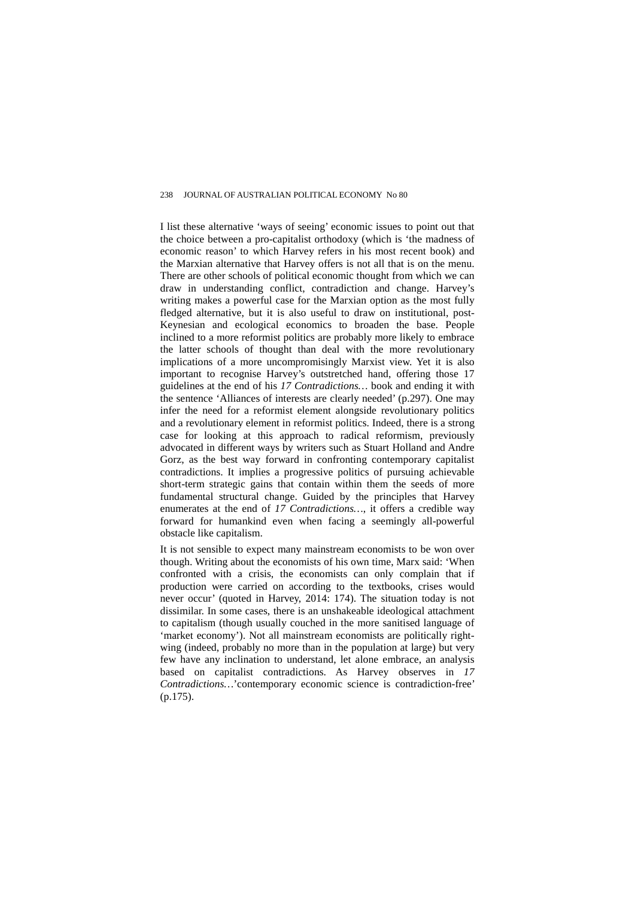I list these alternative 'ways of seeing' economic issues to point out that the choice between a pro-capitalist orthodoxy (which is 'the madness of economic reason' to which Harvey refers in his most recent book) and the Marxian alternative that Harvey offers is not all that is on the menu. There are other schools of political economic thought from which we can draw in understanding conflict, contradiction and change. Harvey's writing makes a powerful case for the Marxian option as the most fully fledged alternative, but it is also useful to draw on institutional, post-Keynesian and ecological economics to broaden the base. People inclined to a more reformist politics are probably more likely to embrace the latter schools of thought than deal with the more revolutionary implications of a more uncompromisingly Marxist view. Yet it is also important to recognise Harvey's outstretched hand, offering those 17 guidelines at the end of his *17 Contradictions…* book and ending it with the sentence 'Alliances of interests are clearly needed' (p.297). One may infer the need for a reformist element alongside revolutionary politics and a revolutionary element in reformist politics. Indeed, there is a strong case for looking at this approach to radical reformism, previously advocated in different ways by writers such as Stuart Holland and Andre Gorz, as the best way forward in confronting contemporary capitalist contradictions. It implies a progressive politics of pursuing achievable short-term strategic gains that contain within them the seeds of more fundamental structural change. Guided by the principles that Harvey enumerates at the end of *17 Contradictions…*, it offers a credible way forward for humankind even when facing a seemingly all-powerful obstacle like capitalism.

It is not sensible to expect many mainstream economists to be won over though. Writing about the economists of his own time, Marx said: 'When confronted with a crisis, the economists can only complain that if production were carried on according to the textbooks, crises would never occur' (quoted in Harvey, 2014: 174). The situation today is not dissimilar. In some cases, there is an unshakeable ideological attachment to capitalism (though usually couched in the more sanitised language of 'market economy'). Not all mainstream economists are politically right-wing (indeed, probably no more than in the population at large) but very few have any inclination to understand, let alone embrace, an analysis based on capitalist contradictions. As Harvey observes in *17 Contradictions…*'contemporary economic science is contradiction-free' (p.175).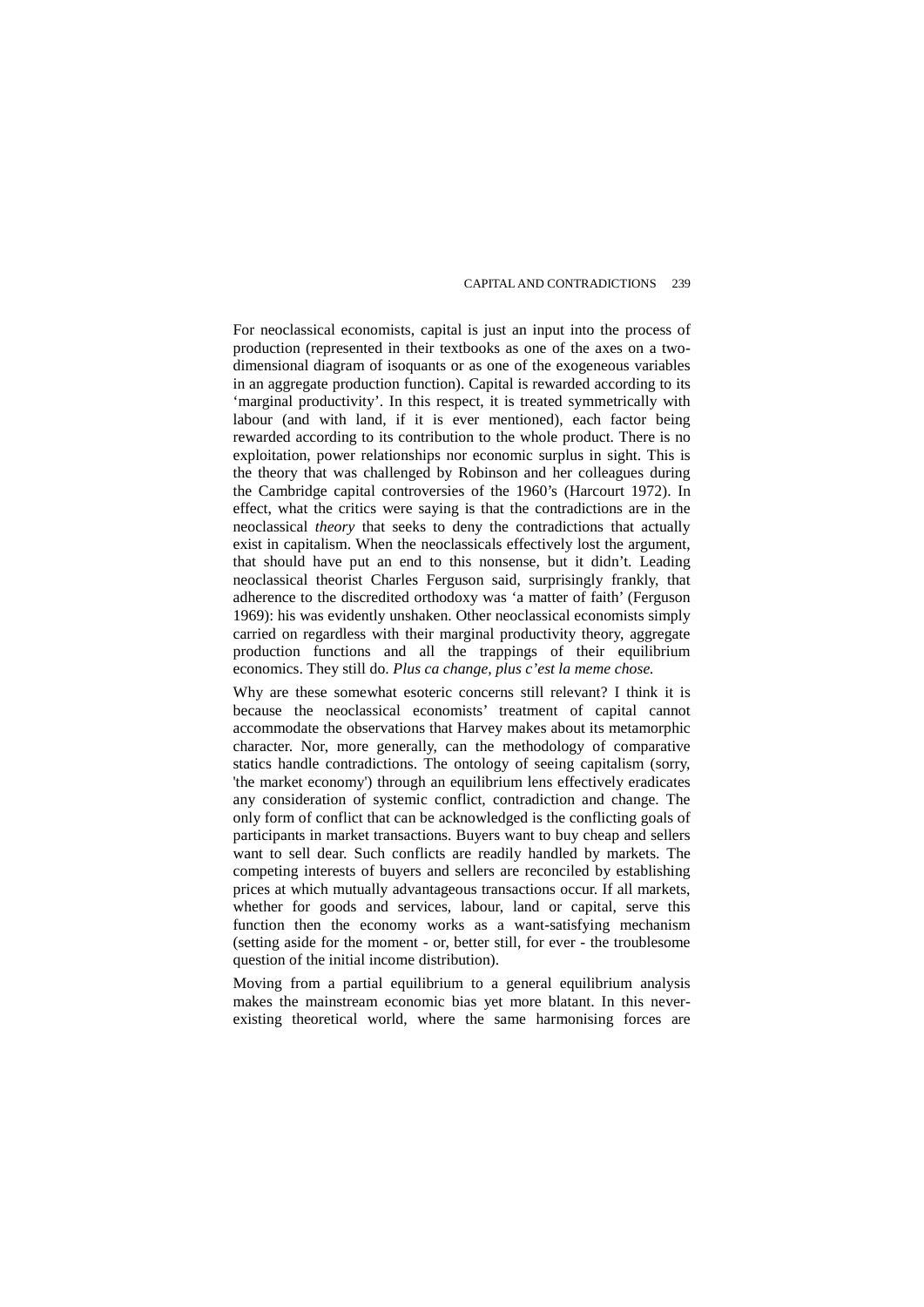For neoclassical economists, capital is just an input into the process of production (represented in their textbooks as one of the axes on a two-dimensional diagram of isoquants or as one of the exogeneous variables in an aggregate production function). Capital is rewarded according to its 'marginal productivity'. In this respect, it is treated symmetrically with labour (and with land, if it is ever mentioned), each factor being rewarded according to its contribution to the whole product. There is no exploitation, power relationships nor economic surplus in sight. This is the theory that was challenged by Robinson and her colleagues during the Cambridge capital controversies of the 1960's (Harcourt 1972). In effect, what the critics were saying is that the contradictions are in the neoclassical *theory* that seeks to deny the contradictions that actually exist in capitalism. When the neoclassicals effectively lost the argument, that should have put an end to this nonsense, but it didn't. Leading neoclassical theorist Charles Ferguson said, surprisingly frankly, that adherence to the discredited orthodoxy was 'a matter of faith' (Ferguson 1969): his was evidently unshaken. Other neoclassical economists simply carried on regardless with their marginal productivity theory, aggregate production functions and all the trappings of their equilibrium economics. They still do. *Plus ca change, plus c'est la meme chose.*

Why are these somewhat esoteric concerns still relevant? I think it is because the neoclassical economists' treatment of capital cannot accommodate the observations that Harvey makes about its metamorphic character. Nor, more generally, can the methodology of comparative statics handle contradictions. The ontology of seeing capitalism (sorry, 'the market economy') through an equilibrium lens effectively eradicates any consideration of systemic conflict, contradiction and change. The only form of conflict that can be acknowledged is the conflicting goals of participants in market transactions. Buyers want to buy cheap and sellers want to sell dear. Such conflicts are readily handled by markets. The competing interests of buyers and sellers are reconciled by establishing prices at which mutually advantageous transactions occur. If all markets, whether for goods and services, labour, land or capital, serve this function then the economy works as a want-satisfying mechanism (setting aside for the moment - or, better still, for ever - the troublesome question of the initial income distribution).

Moving from a partial equilibrium to a general equilibrium analysis makes the mainstream economic bias yet more blatant. In this never-existing theoretical world, where the same harmonising forces are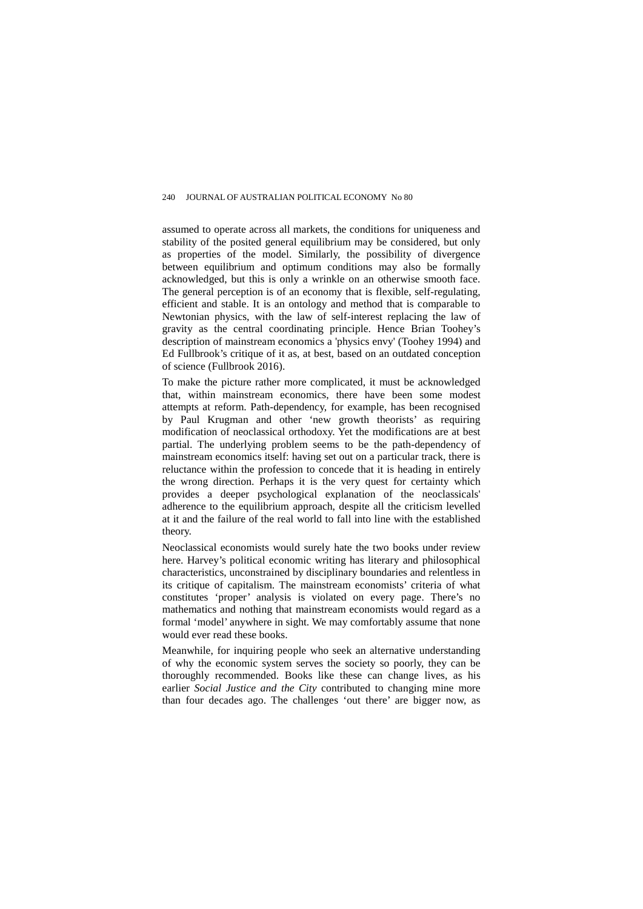assumed to operate across all markets, the conditions for uniqueness and stability of the posited general equilibrium may be considered, but only as properties of the model. Similarly, the possibility of divergence between equilibrium and optimum conditions may also be formally acknowledged, but this is only a wrinkle on an otherwise smooth face. The general perception is of an economy that is flexible, self-regulating, efficient and stable. It is an ontology and method that is comparable to Newtonian physics, with the law of self-interest replacing the law of gravity as the central coordinating principle. Hence Brian Toohey's description of mainstream economics a 'physics envy' (Toohey 1994) and Ed Fullbrook's critique of it as, at best, based on an outdated conception of science (Fullbrook 2016).

To make the picture rather more complicated, it must be acknowledged that, within mainstream economics, there have been some modest attempts at reform. Path-dependency, for example, has been recognised by Paul Krugman and other 'new growth theorists' as requiring modification of neoclassical orthodoxy. Yet the modifications are at best partial. The underlying problem seems to be the path-dependency of mainstream economics itself: having set out on a particular track, there is reluctance within the profession to concede that it is heading in entirely the wrong direction. Perhaps it is the very quest for certainty which provides a deeper psychological explanation of the neoclassicals' adherence to the equilibrium approach, despite all the criticism levelled at it and the failure of the real world to fall into line with the established theory.

Neoclassical economists would surely hate the two books under review here. Harvey's political economic writing has literary and philosophical characteristics, unconstrained by disciplinary boundaries and relentless in its critique of capitalism. The mainstream economists' criteria of what constitutes 'proper' analysis is violated on every page. There's no mathematics and nothing that mainstream economists would regard as a formal 'model' anywhere in sight. We may comfortably assume that none would ever read these books.

Meanwhile, for inquiring people who seek an alternative understanding of why the economic system serves the society so poorly, they can be thoroughly recommended. Books like these can change lives, as his earlier *Social Justice and the City* contributed to changing mine more than four decades ago. The challenges 'out there' are bigger now, as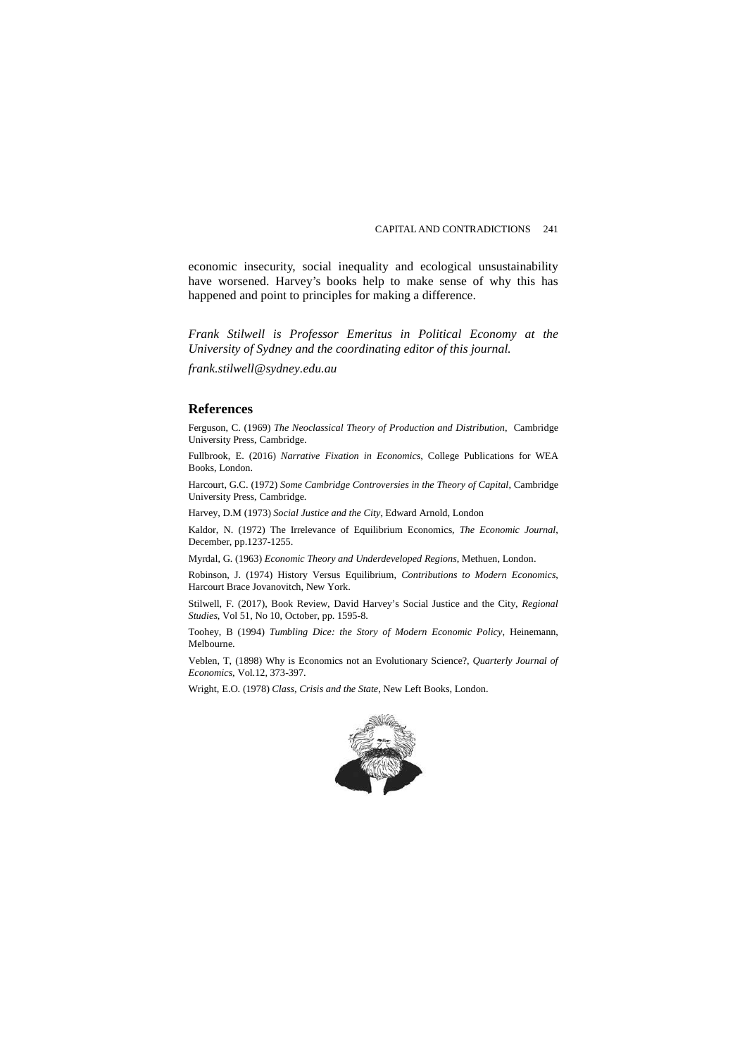economic insecurity, social inequality and ecological unsustainability have worsened. Harvey's books help to make sense of why this has happened and point to principles for making a difference.

*Frank Stilwell is Professor Emeritus in Political Economy at the University of Sydney and the coordinating editor of this journal.*

*frank.stilwell@sydney.edu.au*

## References

Ferguson, C. (1969) *The Neoclassical Theory of Production and Distribution*, Cambridge University Press, Cambridge.

Fullbrook, E. (2016) *Narrative Fixation in Economics*, College Publications for WEA Books, London.

Harcourt, G.C. (1972) *Some Cambridge Controversies in the Theory of Capital*, Cambridge University Press, Cambridge.

Harvey, D.M (1973) *Social Justice and the City*, Edward Arnold, London

Kaldor, N. (1972) The Irrelevance of Equilibrium Economics, *The Economic Journal*, December, pp.1237-1255.

Myrdal, G. (1963) *Economic Theory and Underdeveloped Regions*, Methuen, London.

Robinson, J. (1974) History Versus Equilibrium, *Contributions to Modern Economics*, Harcourt Brace Jovanovitch, New York.

Stilwell, F. (2017), Book Review, David Harvey's Social Justice and the City, *Regional Studies*, Vol 51, No 10, October, pp. 1595-8.

Toohey, B (1994) *Tumbling Dice: the Story of Modern Economic Policy*, Heinemann, Melbourne.

Veblen, T, (1898) Why is Economics not an Evolutionary Science?, *Quarterly Journal of Economics*, Vol.12, 373-397.

Wright, E.O. (1978) *Class, Crisis and the State*, New Left Books, London.